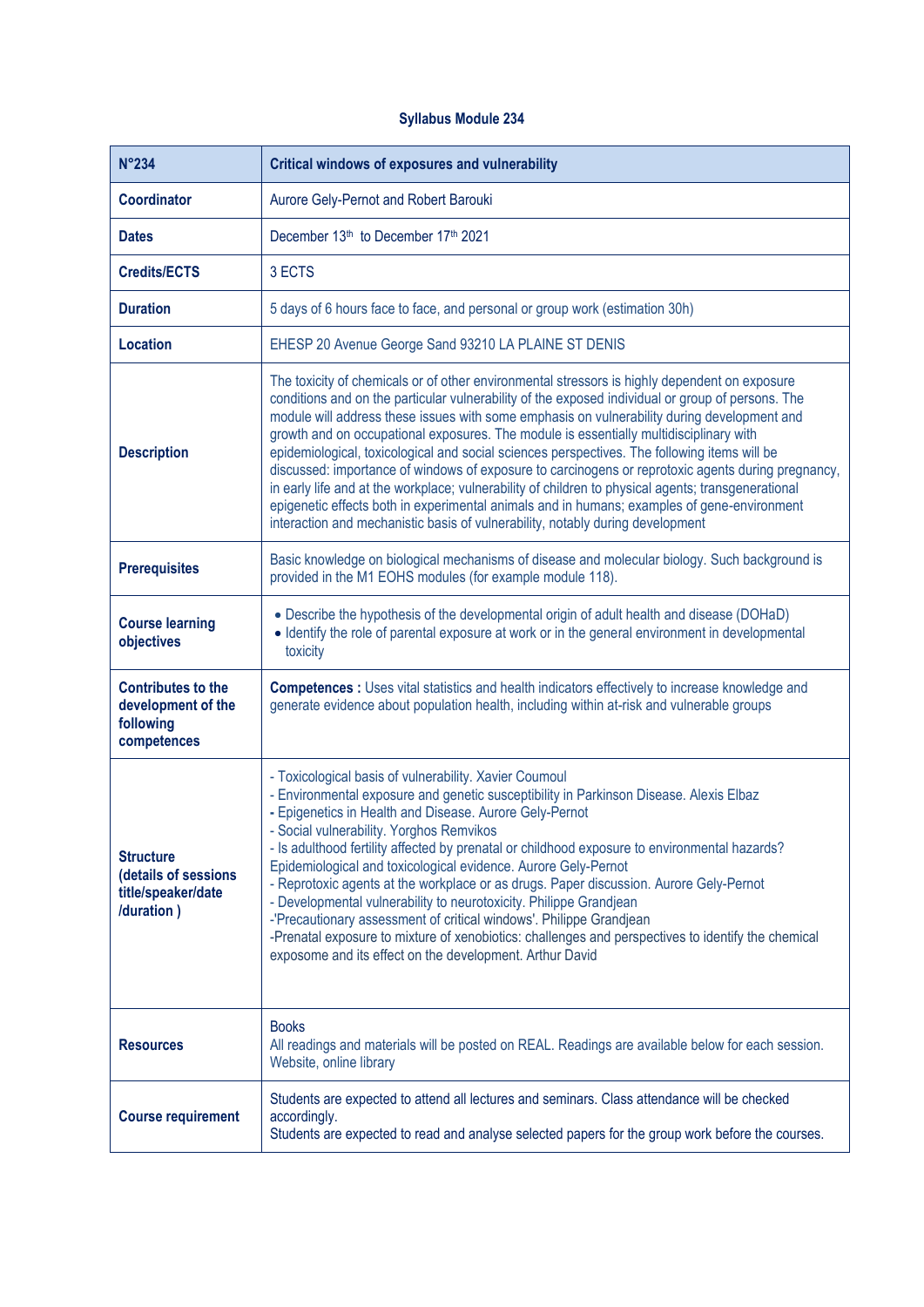# Syllabus Module 234

| N°234 | Critical windows of exposures and vulnerability |
|---|---|
| **Coordinator** | Aurore Gely-Pernot and Robert Barouki |
| **Dates** | December 13th to December 17th 2021 |
| **Credits/ECTS** | 3 ECTS |
| **Duration** | 5 days of 6 hours face to face, and personal or group work (estimation 30h) |
| **Location** | EHESP 20 Avenue George Sand 93210 LA PLAINE ST DENIS |
| **Description** | The toxicity of chemicals or of other environmental stressors is highly dependent on exposure conditions and on the particular vulnerability of the exposed individual or group of persons. The module will address these issues with some emphasis on vulnerability during development and growth and on occupational exposures. The module is essentially multidisciplinary with epidemiological, toxicological and social sciences perspectives. The following items will be discussed: importance of windows of exposure to carcinogens or reprotoxic agents during pregnancy, in early life and at the workplace; vulnerability of children to physical agents; transgenerational epigenetic effects both in experimental animals and in humans; examples of gene-environment interaction and mechanistic basis of vulnerability, notably during development |
| **Prerequisites** | Basic knowledge on biological mechanisms of disease and molecular biology. Such background is provided in the M1 EOHS modules (for example module 118). |
| **Course learning objectives** | • Describe the hypothesis of the developmental origin of adult health and disease (DOHaD)<br>• Identify the role of parental exposure at work or in the general environment in developmental toxicity |
| **Contributes to the development of the following competences** | **Competences :** Uses vital statistics and health indicators effectively to increase knowledge and generate evidence about population health, including within at-risk and vulnerable groups |
| **Structure (details of sessions title/speaker/date /duration )** | - Toxicological basis of vulnerability. Xavier Coumoul<br>- Environmental exposure and genetic susceptibility in Parkinson Disease. Alexis Elbaz<br>- Epigenetics in Health and Disease. Aurore Gely-Pernot<br>- Social vulnerability. Yorghos Remvikos<br>- Is adulthood fertility affected by prenatal or childhood exposure to environmental hazards? Epidemiological and toxicological evidence. Aurore Gely-Pernot<br>- Reprotoxic agents at the workplace or as drugs. Paper discussion. Aurore Gely-Pernot<br>- Developmental vulnerability to neurotoxicity. Philippe Grandjean<br>-'Precautionary assessment of critical windows'. Philippe Grandjean<br>-Prenatal exposure to mixture of xenobiotics: challenges and perspectives to identify the chemical exposome and its effect on the development. Arthur David |
| **Resources** | Books<br>All readings and materials will be posted on REAL. Readings are available below for each session.<br>Website, online library |
| **Course requirement** | Students are expected to attend all lectures and seminars. Class attendance will be checked accordingly.<br>Students are expected to read and analyse selected papers for the group work before the courses. |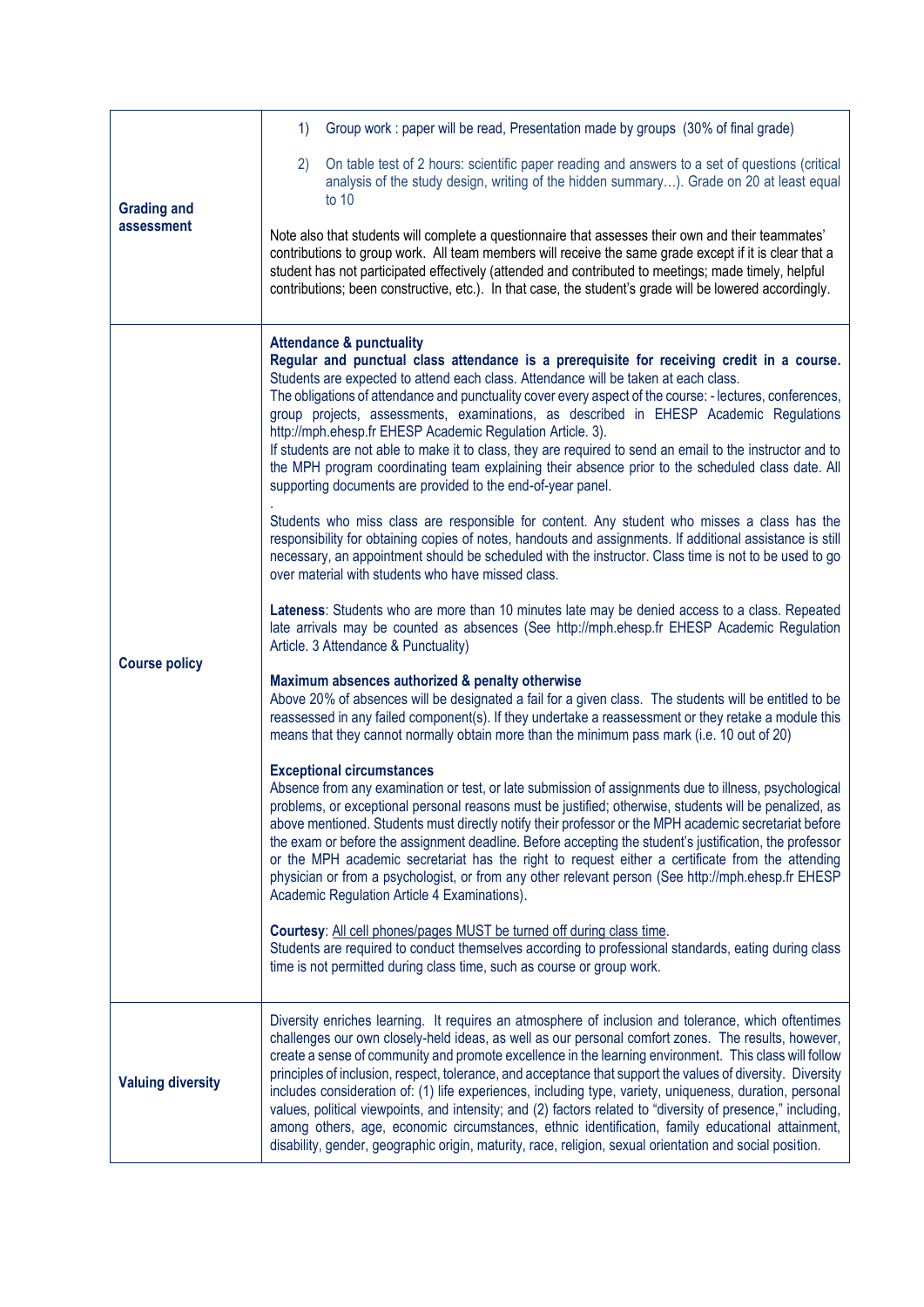| | |
|---|---|
| **Grading and assessment** | 1) Group work : paper will be read, Presentation made by groups (30% of final grade)<br><br>2) On table test of 2 hours: scientific paper reading and answers to a set of questions (critical analysis of the study design, writing of the hidden summary…). Grade on 20 at least equal to 10<br><br>Note also that students will complete a questionnaire that assesses their own and their teammates' contributions to group work. All team members will receive the same grade except if it is clear that a student has not participated effectively (attended and contributed to meetings; made timely, helpful contributions; been constructive, etc.). In that case, the student's grade will be lowered accordingly. |
| **Course policy** | **Attendance & punctuality**<br>**Regular and punctual class attendance is a prerequisite for receiving credit in a course.** Students are expected to attend each class. Attendance will be taken at each class.<br>The obligations of attendance and punctuality cover every aspect of the course: - lectures, conferences, group projects, assessments, examinations, as described in EHESP Academic Regulations http://mph.ehesp.fr EHESP Academic Regulation Article. 3).<br>If students are not able to make it to class, they are required to send an email to the instructor and to the MPH program coordinating team explaining their absence prior to the scheduled class date. All supporting documents are provided to the end-of-year panel.<br>.<br>Students who miss class are responsible for content. Any student who misses a class has the responsibility for obtaining copies of notes, handouts and assignments. If additional assistance is still necessary, an appointment should be scheduled with the instructor. Class time is not to be used to go over material with students who have missed class.<br><br>**Lateness**: Students who are more than 10 minutes late may be denied access to a class. Repeated late arrivals may be counted as absences (See http://mph.ehesp.fr EHESP Academic Regulation Article. 3 Attendance & Punctuality)<br><br>**Maximum absences authorized & penalty otherwise**<br>Above 20% of absences will be designated a fail for a given class. The students will be entitled to be reassessed in any failed component(s). If they undertake a reassessment or they retake a module this means that they cannot normally obtain more than the minimum pass mark (i.e. 10 out of 20)<br><br>**Exceptional circumstances**<br>Absence from any examination or test, or late submission of assignments due to illness, psychological problems, or exceptional personal reasons must be justified; otherwise, students will be penalized, as above mentioned. Students must directly notify their professor or the MPH academic secretariat before the exam or before the assignment deadline. Before accepting the student's justification, the professor or the MPH academic secretariat has the right to request either a certificate from the attending physician or from a psychologist, or from any other relevant person (See http://mph.ehesp.fr EHESP Academic Regulation Article 4 Examinations).<br><br>**Courtesy**: All cell phones/pages MUST be turned off during class time.<br>Students are required to conduct themselves according to professional standards, eating during class time is not permitted during class time, such as course or group work. |
| **Valuing diversity** | Diversity enriches learning. It requires an atmosphere of inclusion and tolerance, which oftentimes challenges our own closely-held ideas, as well as our personal comfort zones. The results, however, create a sense of community and promote excellence in the learning environment. This class will follow principles of inclusion, respect, tolerance, and acceptance that support the values of diversity. Diversity includes consideration of: (1) life experiences, including type, variety, uniqueness, duration, personal values, political viewpoints, and intensity; and (2) factors related to "diversity of presence," including, among others, age, economic circumstances, ethnic identification, family educational attainment, disability, gender, geographic origin, maturity, race, religion, sexual orientation and social position. |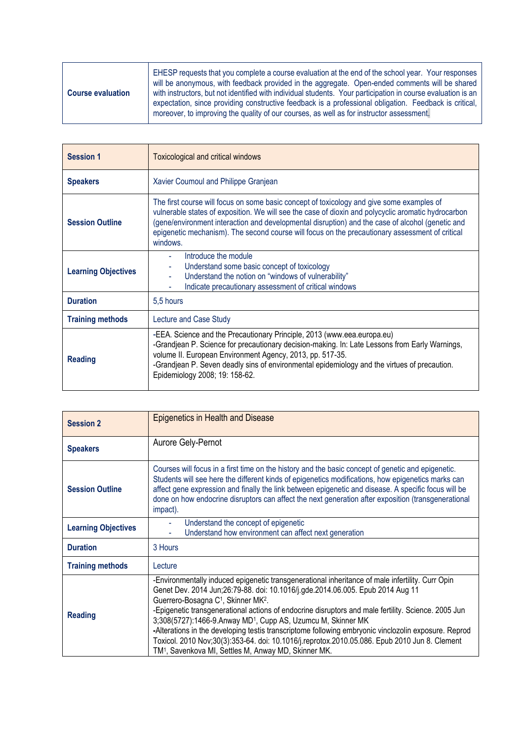| Course evaluation | EHESP requests that you complete a course evaluation at the end of the school year. Your responses will be anonymous, with feedback provided in the aggregate. Open-ended comments will be shared with instructors, but not identified with individual students. Your participation in course evaluation is an expectation, since providing constructive feedback is a professional obligation. Feedback is critical, moreover, to improving the quality of our courses, as well as for instructor assessment. |
|---|---|

| **Session 1** | Toxicological and critical windows |
|---|---|
| **Speakers** | Xavier Coumoul and Philippe Granjean |
| **Session Outline** | The first course will focus on some basic concept of toxicology and give some examples of vulnerable states of exposition. We will see the case of dioxin and polycyclic aromatic hydrocarbon (gene/environment interaction and developmental disruption) and the case of alcohol (genetic and epigenetic mechanism). The second course will focus on the precautionary assessment of critical windows. |
| **Learning Objectives** | - Introduce the module<br>- Understand some basic concept of toxicology<br>- Understand the notion on "windows of vulnerability"<br>- Indicate precautionary assessment of critical windows |
| **Duration** | 5,5 hours |
| **Training methods** | Lecture and Case Study |
| **Reading** | -EEA. Science and the Precautionary Principle, 2013 (www.eea.europa.eu)<br>-Grandjean P. Science for precautionary decision-making. In: Late Lessons from Early Warnings, volume II. European Environment Agency, 2013, pp. 517-35.<br>-Grandjean P. Seven deadly sins of environmental epidemiology and the virtues of precaution. Epidemiology 2008; 19: 158-62. |

| **Session 2** | Epigenetics in Health and Disease |
|---|---|
| **Speakers** | Aurore Gely-Pernot |
| **Session Outline** | Courses will focus in a first time on the history and the basic concept of genetic and epigenetic. Students will see here the different kinds of epigenetics modifications, how epigenetics marks can affect gene expression and finally the link between epigenetic and disease. A specific focus will be done on how endocrine disruptors can affect the next generation after exposition (transgenerational impact). |
| **Learning Objectives** | - Understand the concept of epigenetic<br>- Understand how environment can affect next generation |
| **Duration** | 3 Hours |
| **Training methods** | Lecture |
| **Reading** | -Environmentally induced epigenetic transgenerational inheritance of male infertility. Curr Opin Genet Dev. 2014 Jun;26:79-88. doi: 10.1016/j.gde.2014.06.005. Epub 2014 Aug 11 Guerrero-Bosagna C[1], Skinner MK[2].<br>-Epigenetic transgenerational actions of endocrine disruptors and male fertility. Science. 2005 Jun 3;308(5727):1466-9.Anway MD[1], Cupp AS, Uzumcu M, Skinner MK<br>**-**Alterations in the developing testis transcriptome following embryonic vinclozolin exposure. Reprod Toxicol. 2010 Nov;30(3):353-64. doi: 10.1016/j.reprotox.2010.05.086. Epub 2010 Jun 8. Clement TM[1], Savenkova MI, Settles M, Anway MD, Skinner MK. |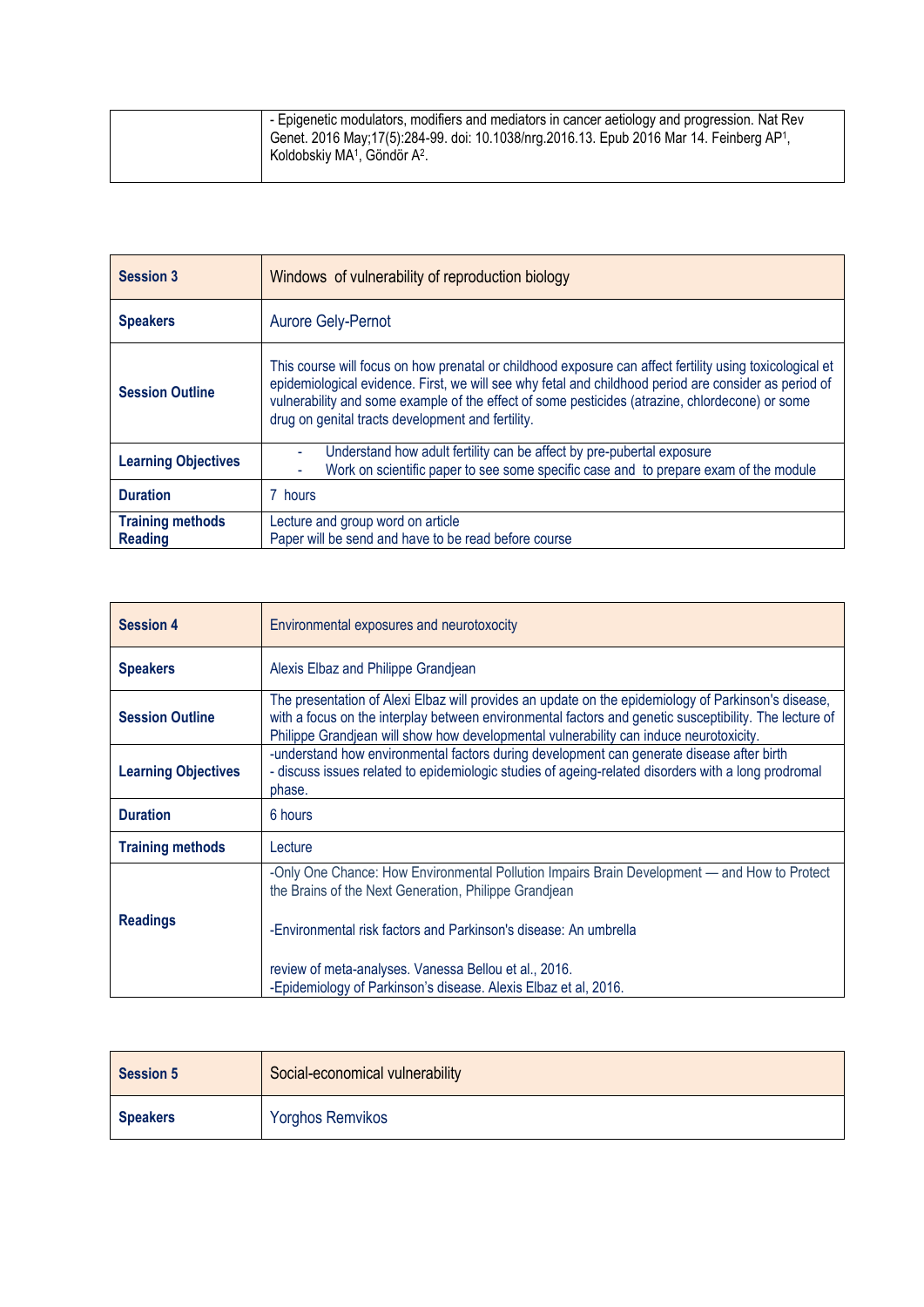| | |
|---|---|
| | - Epigenetic modulators, modifiers and mediators in cancer aetiology and progression. Nat Rev Genet. 2016 May;17(5):284-99. doi: 10.1038/nrg.2016.13. Epub 2016 Mar 14. Feinberg AP[1], Koldobskiy MA[1], Göndör A[2]. |

| **Session 3** | Windows of vulnerability of reproduction biology |
|---|---|
| **Speakers** | Aurore Gely-Pernot |
| **Session Outline** | This course will focus on how prenatal or childhood exposure can affect fertility using toxicological et epidemiological evidence. First, we will see why fetal and childhood period are consider as period of vulnerability and some example of the effect of some pesticides (atrazine, chlordecone) or some drug on genital tracts development and fertility. |
| **Learning Objectives** | - Understand how adult fertility can be affect by pre-pubertal exposure<br>- Work on scientific paper to see some specific case and to prepare exam of the module |
| **Duration** | 7 hours |
| **Training methods**<br>**Reading** | Lecture and group word on article<br>Paper will be send and have to be read before course |

| **Session 4** | Environmental exposures and neurotoxocity |
|---|---|
| **Speakers** | Alexis Elbaz and Philippe Grandjean |
| **Session Outline** | The presentation of Alexi Elbaz will provides an update on the epidemiology of Parkinson's disease, with a focus on the interplay between environmental factors and genetic susceptibility. The lecture of Philippe Grandjean will show how developmental vulnerability can induce neurotoxicity. |
| **Learning Objectives** | -understand how environmental factors during development can generate disease after birth<br>- discuss issues related to epidemiologic studies of ageing-related disorders with a long prodromal phase. |
| **Duration** | 6 hours |
| **Training methods** | Lecture |
| **Readings** | -Only One Chance: How Environmental Pollution Impairs Brain Development — and How to Protect the Brains of the Next Generation, Philippe Grandjean<br><br>-Environmental risk factors and Parkinson's disease: An umbrella<br><br>review of meta-analyses. Vanessa Bellou et al., 2016.<br>-Epidemiology of Parkinson's disease. Alexis Elbaz et al, 2016. |

| **Session 5** | Social-economical vulnerability |
|---|---|
| **Speakers** | Yorghos Remvikos |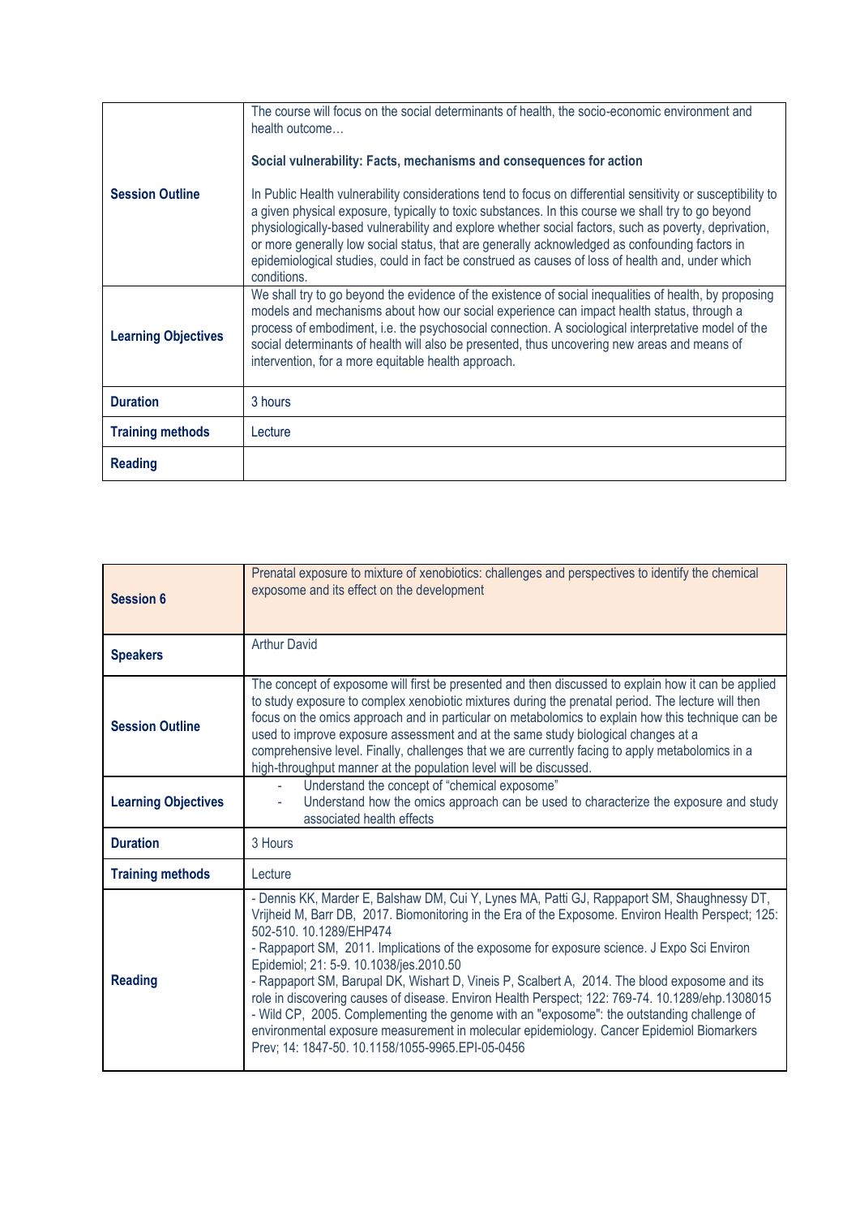| | |
|---|---|
| **Session Outline** | The course will focus on the social determinants of health, the socio-economic environment and health outcome…<br><br>**Social vulnerability: Facts, mechanisms and consequences for action**<br><br>In Public Health vulnerability considerations tend to focus on differential sensitivity or susceptibility to a given physical exposure, typically to toxic substances. In this course we shall try to go beyond physiologically-based vulnerability and explore whether social factors, such as poverty, deprivation, or more generally low social status, that are generally acknowledged as confounding factors in epidemiological studies, could in fact be construed as causes of loss of health and, under which conditions. |
| **Learning Objectives** | We shall try to go beyond the evidence of the existence of social inequalities of health, by proposing models and mechanisms about how our social experience can impact health status, through a process of embodiment, i.e. the psychosocial connection. A sociological interpretative model of the social determinants of health will also be presented, thus uncovering new areas and means of intervention, for a more equitable health approach. |
| **Duration** | 3 hours |
| **Training methods** | Lecture |
| **Reading** | |

| | |
|---|---|
| **Session 6** | Prenatal exposure to mixture of xenobiotics: challenges and perspectives to identify the chemical exposome and its effect on the development |
| **Speakers** | Arthur David |
| **Session Outline** | The concept of exposome will first be presented and then discussed to explain how it can be applied to study exposure to complex xenobiotic mixtures during the prenatal period. The lecture will then focus on the omics approach and in particular on metabolomics to explain how this technique can be used to improve exposure assessment and at the same study biological changes at a comprehensive level. Finally, challenges that we are currently facing to apply metabolomics in a high-throughput manner at the population level will be discussed. |
| **Learning Objectives** | - Understand the concept of "chemical exposome"<br>- Understand how the omics approach can be used to characterize the exposure and study associated health effects |
| **Duration** | 3 Hours |
| **Training methods** | Lecture |
| **Reading** | - Dennis KK, Marder E, Balshaw DM, Cui Y, Lynes MA, Patti GJ, Rappaport SM, Shaughnessy DT, Vrijheid M, Barr DB, 2017. Biomonitoring in the Era of the Exposome. Environ Health Perspect; 125: 502-510. 10.1289/EHP474<br>- Rappaport SM, 2011. Implications of the exposome for exposure science. J Expo Sci Environ Epidemiol; 21: 5-9. 10.1038/jes.2010.50<br>- Rappaport SM, Barupal DK, Wishart D, Vineis P, Scalbert A, 2014. The blood exposome and its role in discovering causes of disease. Environ Health Perspect; 122: 769-74. 10.1289/ehp.1308015<br>- Wild CP, 2005. Complementing the genome with an "exposome": the outstanding challenge of environmental exposure measurement in molecular epidemiology. Cancer Epidemiol Biomarkers Prev; 14: 1847-50. 10.1158/1055-9965.EPI-05-0456 |